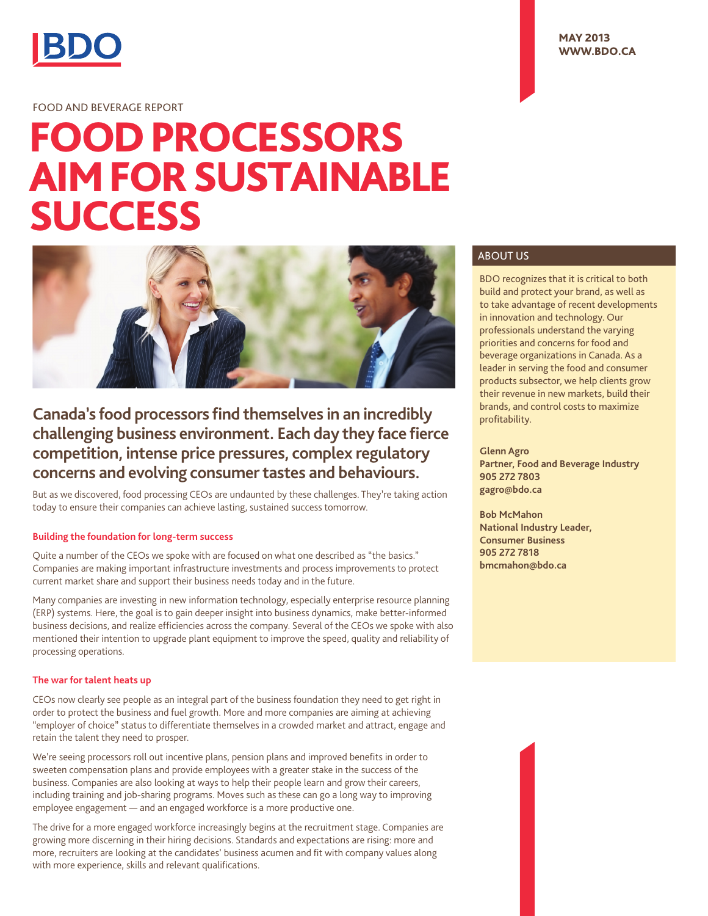BDO

MAY 2013
WWW.BDO.CA

FOOD AND BEVERAGE REPORT

# FOOD PROCESSORS AIM FOR SUSTAINABLE SUCCESS

## Canada's food processors find themselves in an incredibly challenging business environment. Each day they face fierce competition, intense price pressures, complex regulatory concerns and evolving consumer tastes and behaviours.

But as we discovered, food processing CEOs are undaunted by these challenges. They're taking action today to ensure their companies can achieve lasting, sustained success tomorrow.

### Building the foundation for long-term success

Quite a number of the CEOs we spoke with are focused on what one described as "the basics." Companies are making important infrastructure investments and process improvements to protect current market share and support their business needs today and in the future.

Many companies are investing in new information technology, especially enterprise resource planning (ERP) systems. Here, the goal is to gain deeper insight into business dynamics, make better-informed business decisions, and realize efficiencies across the company. Several of the CEOs we spoke with also mentioned their intention to upgrade plant equipment to improve the speed, quality and reliability of processing operations.

### The war for talent heats up

CEOs now clearly see people as an integral part of the business foundation they need to get right in order to protect the business and fuel growth. More and more companies are aiming at achieving "employer of choice" status to differentiate themselves in a crowded market and attract, engage and retain the talent they need to prosper.

We're seeing processors roll out incentive plans, pension plans and improved benefits in order to sweeten compensation plans and provide employees with a greater stake in the success of the business. Companies are also looking at ways to help their people learn and grow their careers, including training and job-sharing programs. Moves such as these can go a long way to improving employee engagement — and an engaged workforce is a more productive one.

The drive for a more engaged workforce increasingly begins at the recruitment stage. Companies are growing more discerning in their hiring decisions. Standards and expectations are rising: more and more, recruiters are looking at the candidates' business acumen and fit with company values along with more experience, skills and relevant qualifications.

### ABOUT US

BDO recognizes that it is critical to both build and protect your brand, as well as to take advantage of recent developments in innovation and technology. Our professionals understand the varying priorities and concerns for food and beverage organizations in Canada. As a leader in serving the food and consumer products subsector, we help clients grow their revenue in new markets, build their brands, and control costs to maximize profitability.

**Glenn Agro**
**Partner, Food and Beverage Industry**
**905 272 7803**
**gagro@bdo.ca**

**Bob McMahon**
**National Industry Leader, Consumer Business**
**905 272 7818**
**bmcmahon@bdo.ca**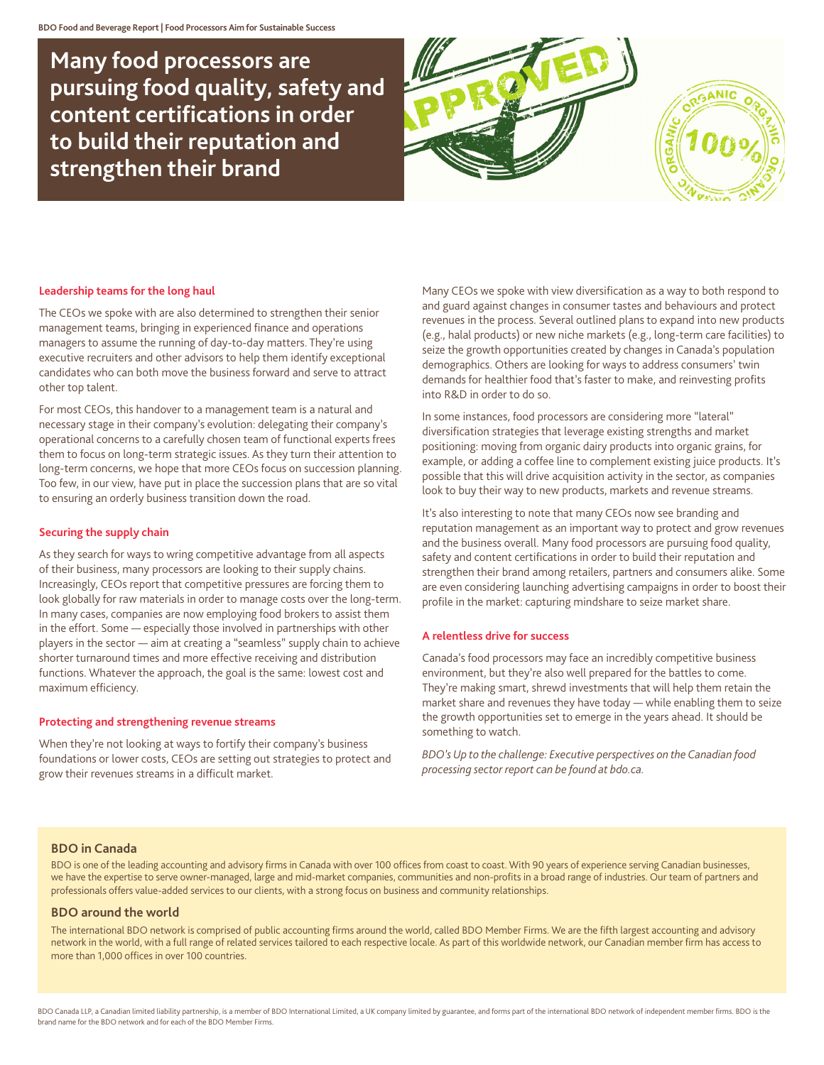## Many food processors are pursuing food quality, safety and content certifications in order to build their reputation and strengthen their brand

### Leadership teams for the long haul

The CEOs we spoke with are also determined to strengthen their senior management teams, bringing in experienced finance and operations managers to assume the running of day-to-day matters. They're using executive recruiters and other advisors to help them identify exceptional candidates who can both move the business forward and serve to attract other top talent.

For most CEOs, this handover to a management team is a natural and necessary stage in their company's evolution: delegating their company's operational concerns to a carefully chosen team of functional experts frees them to focus on long-term strategic issues. As they turn their attention to long-term concerns, we hope that more CEOs focus on succession planning. Too few, in our view, have put in place the succession plans that are so vital to ensuring an orderly business transition down the road.

### Securing the supply chain

As they search for ways to wring competitive advantage from all aspects of their business, many processors are looking to their supply chains. Increasingly, CEOs report that competitive pressures are forcing them to look globally for raw materials in order to manage costs over the long-term. In many cases, companies are now employing food brokers to assist them in the effort. Some — especially those involved in partnerships with other players in the sector — aim at creating a "seamless" supply chain to achieve shorter turnaround times and more effective receiving and distribution functions. Whatever the approach, the goal is the same: lowest cost and maximum efficiency.

### Protecting and strengthening revenue streams

When they're not looking at ways to fortify their company's business foundations or lower costs, CEOs are setting out strategies to protect and grow their revenues streams in a difficult market.

Many CEOs we spoke with view diversification as a way to both respond to and guard against changes in consumer tastes and behaviours and protect revenues in the process. Several outlined plans to expand into new products (e.g., halal products) or new niche markets (e.g., long-term care facilities) to seize the growth opportunities created by changes in Canada's population demographics. Others are looking for ways to address consumers' twin demands for healthier food that's faster to make, and reinvesting profits into R&D in order to do so.

In some instances, food processors are considering more "lateral" diversification strategies that leverage existing strengths and market positioning: moving from organic dairy products into organic grains, for example, or adding a coffee line to complement existing juice products. It's possible that this will drive acquisition activity in the sector, as companies look to buy their way to new products, markets and revenue streams.

It's also interesting to note that many CEOs now see branding and reputation management as an important way to protect and grow revenues and the business overall. Many food processors are pursuing food quality, safety and content certifications in order to build their reputation and strengthen their brand among retailers, partners and consumers alike. Some are even considering launching advertising campaigns in order to boost their profile in the market: capturing mindshare to seize market share.

### A relentless drive for success

Canada's food processors may face an incredibly competitive business environment, but they're also well prepared for the battles to come. They're making smart, shrewd investments that will help them retain the market share and revenues they have today — while enabling them to seize the growth opportunities set to emerge in the years ahead. It should be something to watch.

*BDO's Up to the challenge: Executive perspectives on the Canadian food processing sector report can be found at bdo.ca.*

### BDO in Canada

BDO is one of the leading accounting and advisory firms in Canada with over 100 offices from coast to coast. With 90 years of experience serving Canadian businesses, we have the expertise to serve owner-managed, large and mid-market companies, communities and non-profits in a broad range of industries. Our team of partners and professionals offers value-added services to our clients, with a strong focus on business and community relationships.

### BDO around the world

The international BDO network is comprised of public accounting firms around the world, called BDO Member Firms. We are the fifth largest accounting and advisory network in the world, with a full range of related services tailored to each respective locale. As part of this worldwide network, our Canadian member firm has access to more than 1,000 offices in over 100 countries.

BDO Canada LLP, a Canadian limited liability partnership, is a member of BDO International Limited, a UK company limited by guarantee, and forms part of the international BDO network of independent member firms. BDO is the brand name for the BDO network and for each of the BDO Member Firms.